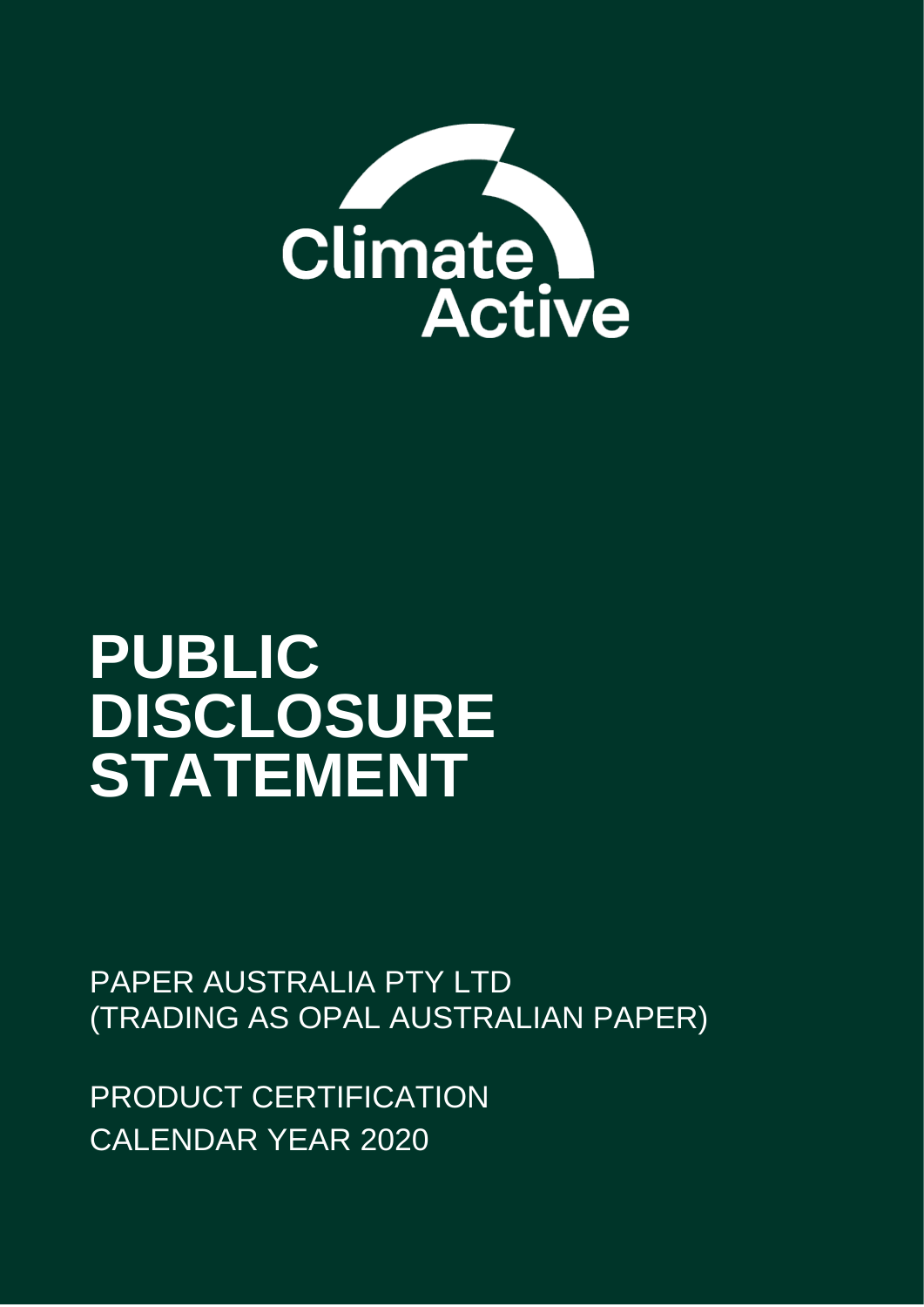Climate Active

# PUBLIC DISCLOSURE STATEMENT

PAPER AUSTRALIA PTY LTD
(TRADING AS OPAL AUSTRALIAN PAPER)

PRODUCT CERTIFICATION
CALENDAR YEAR 2020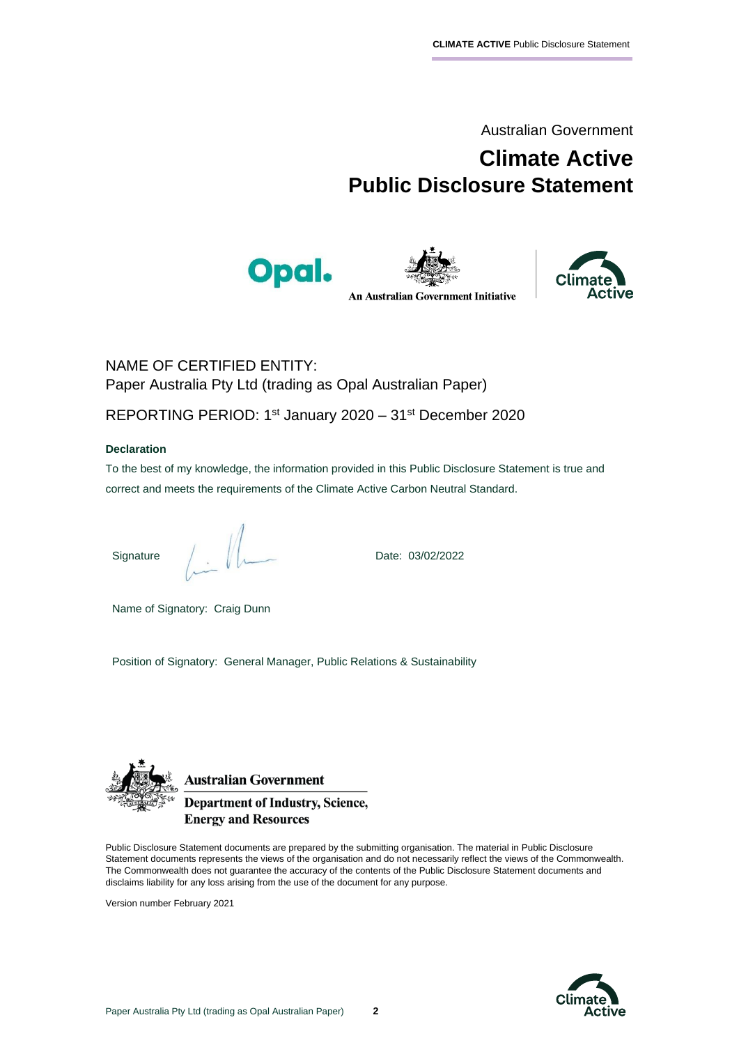Australian Government

# Climate Active Public Disclosure Statement

An Australian Government Initiative

NAME OF CERTIFIED ENTITY:
Paper Australia Pty Ltd (trading as Opal Australian Paper)

REPORTING PERIOD: 1st January 2020 – 31st December 2020

**Declaration**

To the best of my knowledge, the information provided in this Public Disclosure Statement is true and correct and meets the requirements of the Climate Active Carbon Neutral Standard.

Signature

Date: 03/02/2022

Name of Signatory: Craig Dunn

Position of Signatory: General Manager, Public Relations & Sustainability

Australian Government
Department of Industry, Science, Energy and Resources

Public Disclosure Statement documents are prepared by the submitting organisation. The material in Public Disclosure Statement documents represents the views of the organisation and do not necessarily reflect the views of the Commonwealth. The Commonwealth does not guarantee the accuracy of the contents of the Public Disclosure Statement documents and disclaims liability for any loss arising from the use of the document for any purpose.

Version number February 2021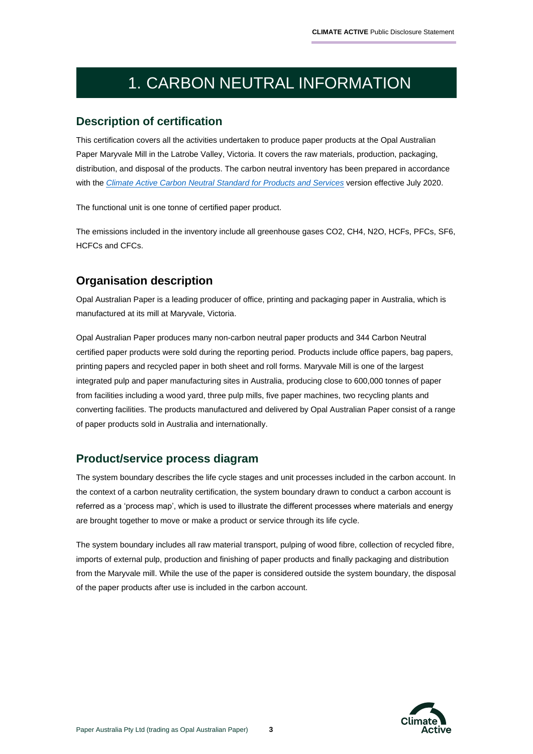# 1. CARBON NEUTRAL INFORMATION

## Description of certification

This certification covers all the activities undertaken to produce paper products at the Opal Australian Paper Maryvale Mill in the Latrobe Valley, Victoria. It covers the raw materials, production, packaging, distribution, and disposal of the products. The carbon neutral inventory has been prepared in accordance with the *Climate Active Carbon Neutral Standard for Products and Services* version effective July 2020.

The functional unit is one tonne of certified paper product.

The emissions included in the inventory include all greenhouse gases CO2, CH4, N2O, HCFs, PFCs, SF6, HCFCs and CFCs.

## Organisation description

Opal Australian Paper is a leading producer of office, printing and packaging paper in Australia, which is manufactured at its mill at Maryvale, Victoria.

Opal Australian Paper produces many non-carbon neutral paper products and 344 Carbon Neutral certified paper products were sold during the reporting period. Products include office papers, bag papers, printing papers and recycled paper in both sheet and roll forms. Maryvale Mill is one of the largest integrated pulp and paper manufacturing sites in Australia, producing close to 600,000 tonnes of paper from facilities including a wood yard, three pulp mills, five paper machines, two recycling plants and converting facilities. The products manufactured and delivered by Opal Australian Paper consist of a range of paper products sold in Australia and internationally.

## Product/service process diagram

The system boundary describes the life cycle stages and unit processes included in the carbon account. In the context of a carbon neutrality certification, the system boundary drawn to conduct a carbon account is referred as a 'process map', which is used to illustrate the different processes where materials and energy are brought together to move or make a product or service through its life cycle.

The system boundary includes all raw material transport, pulping of wood fibre, collection of recycled fibre, imports of external pulp, production and finishing of paper products and finally packaging and distribution from the Maryvale mill. While the use of the paper is considered outside the system boundary, the disposal of the paper products after use is included in the carbon account.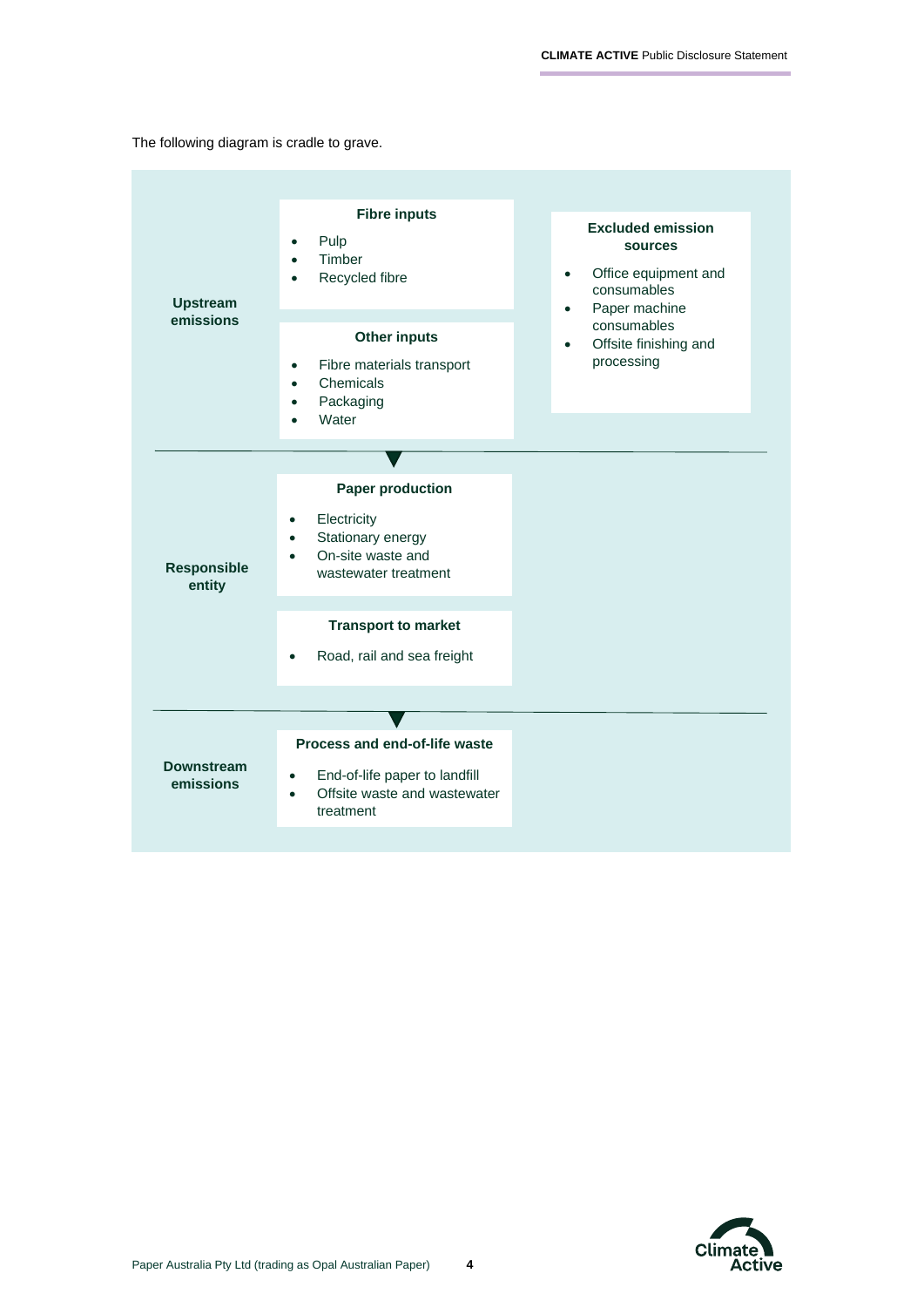The following diagram is cradle to grave.

**Upstream emissions**

**Fibre inputs**

- Pulp
- Timber
- Recycled fibre

**Other inputs**

- Fibre materials transport
- Chemicals
- Packaging
- Water

**Excluded emission sources**

- Office equipment and consumables
- Paper machine consumables
- Offsite finishing and processing

**Responsible entity**

**Paper production**

- Electricity
- Stationary energy
- On-site waste and wastewater treatment

**Transport to market**

- Road, rail and sea freight

**Downstream emissions**

**Process and end-of-life waste**

- End-of-life paper to landfill
- Offsite waste and wastewater treatment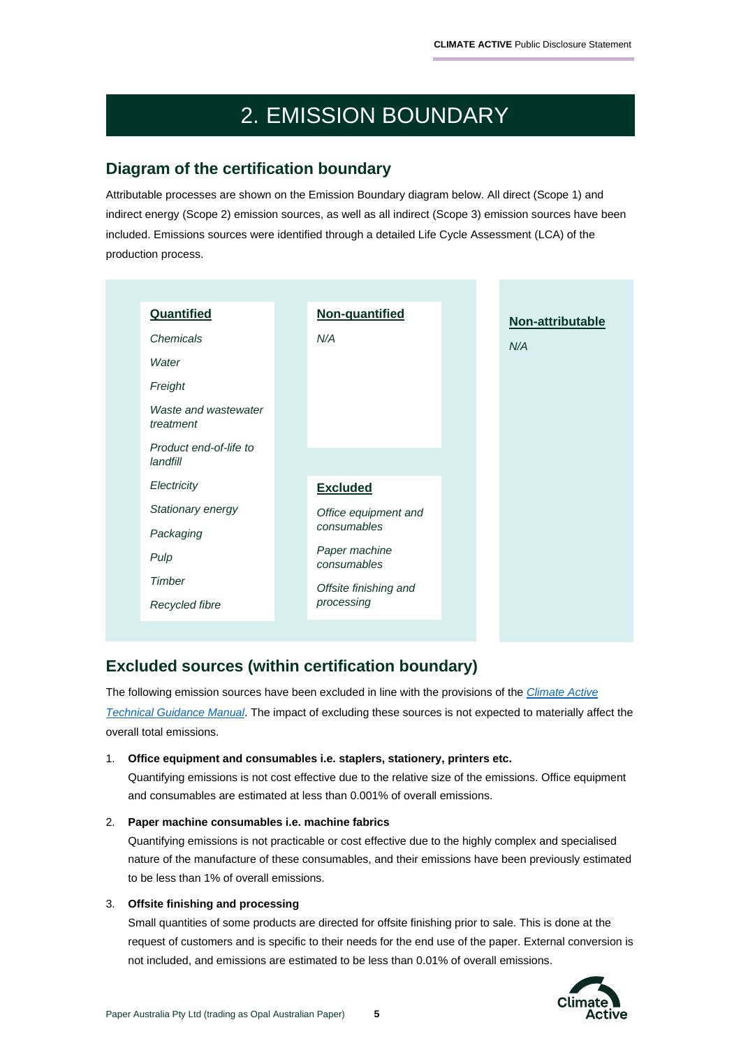# 2. EMISSION BOUNDARY

## Diagram of the certification boundary

Attributable processes are shown on the Emission Boundary diagram below. All direct (Scope 1) and indirect energy (Scope 2) emission sources, as well as all indirect (Scope 3) emission sources have been included. Emissions sources were identified through a detailed Life Cycle Assessment (LCA) of the production process.

**Quantified**

*Chemicals*

*Water*

*Freight*

*Waste and wastewater treatment*

*Product end-of-life to landfill*

*Electricity*

*Stationary energy*

*Packaging*

*Pulp*

*Timber*

*Recycled fibre*

**Non-quantified**

*N/A*

**Excluded**

*Office equipment and consumables*

*Paper machine consumables*

*Offsite finishing and processing*

**Non-attributable**

*N/A*

## Excluded sources (within certification boundary)

The following emission sources have been excluded in line with the provisions of the *Climate Active Technical Guidance Manual*. The impact of excluding these sources is not expected to materially affect the overall total emissions.

1. **Office equipment and consumables i.e. staplers, stationery, printers etc.**
   Quantifying emissions is not cost effective due to the relative size of the emissions. Office equipment and consumables are estimated at less than 0.001% of overall emissions.

2. **Paper machine consumables i.e. machine fabrics**
   Quantifying emissions is not practicable or cost effective due to the highly complex and specialised nature of the manufacture of these consumables, and their emissions have been previously estimated to be less than 1% of overall emissions.

3. **Offsite finishing and processing**
   Small quantities of some products are directed for offsite finishing prior to sale. This is done at the request of customers and is specific to their needs for the end use of the paper. External conversion is not included, and emissions are estimated to be less than 0.01% of overall emissions.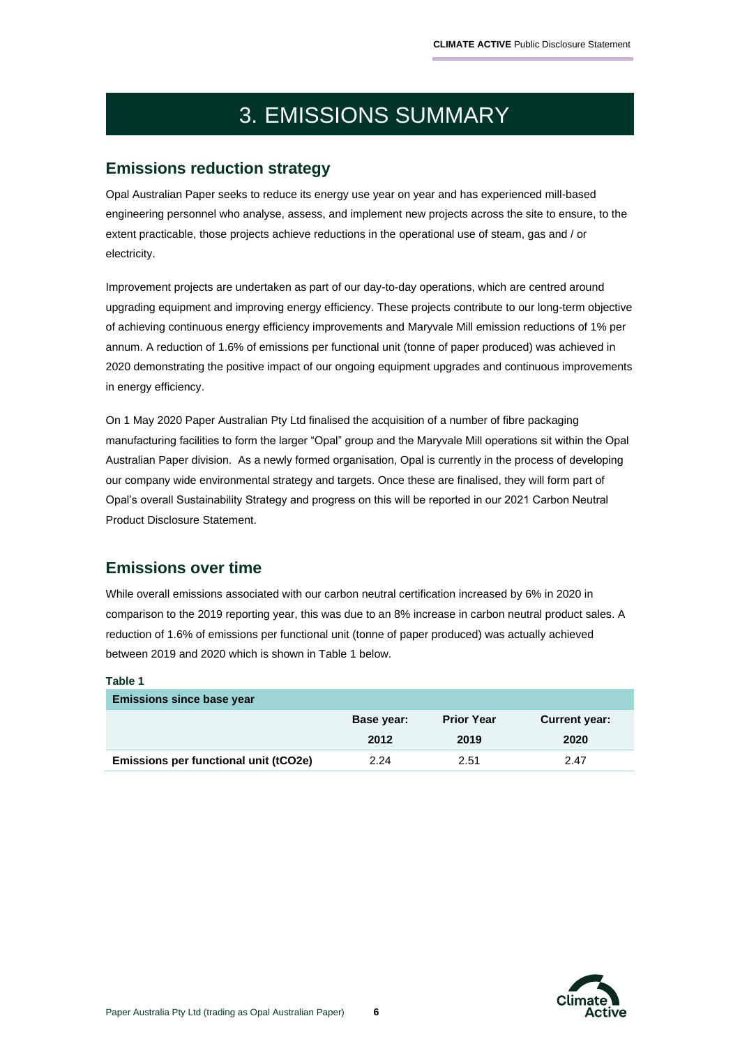# 3. EMISSIONS SUMMARY

## Emissions reduction strategy

Opal Australian Paper seeks to reduce its energy use year on year and has experienced mill-based engineering personnel who analyse, assess, and implement new projects across the site to ensure, to the extent practicable, those projects achieve reductions in the operational use of steam, gas and / or electricity.

Improvement projects are undertaken as part of our day-to-day operations, which are centred around upgrading equipment and improving energy efficiency. These projects contribute to our long-term objective of achieving continuous energy efficiency improvements and Maryvale Mill emission reductions of 1% per annum. A reduction of 1.6% of emissions per functional unit (tonne of paper produced) was achieved in 2020 demonstrating the positive impact of our ongoing equipment upgrades and continuous improvements in energy efficiency.

On 1 May 2020 Paper Australian Pty Ltd finalised the acquisition of a number of fibre packaging manufacturing facilities to form the larger "Opal" group and the Maryvale Mill operations sit within the Opal Australian Paper division. As a newly formed organisation, Opal is currently in the process of developing our company wide environmental strategy and targets. Once these are finalised, they will form part of Opal's overall Sustainability Strategy and progress on this will be reported in our 2021 Carbon Neutral Product Disclosure Statement.

## Emissions over time

While overall emissions associated with our carbon neutral certification increased by 6% in 2020 in comparison to the 2019 reporting year, this was due to an 8% increase in carbon neutral product sales. A reduction of 1.6% of emissions per functional unit (tonne of paper produced) was actually achieved between 2019 and 2020 which is shown in Table 1 below.

**Table 1**

| Emissions since base year | | | |
|---|---|---|---|
| | Base year: 2012 | Prior Year 2019 | Current year: 2020 |
| **Emissions per functional unit (tCO2e)** | 2.24 | 2.51 | 2.47 |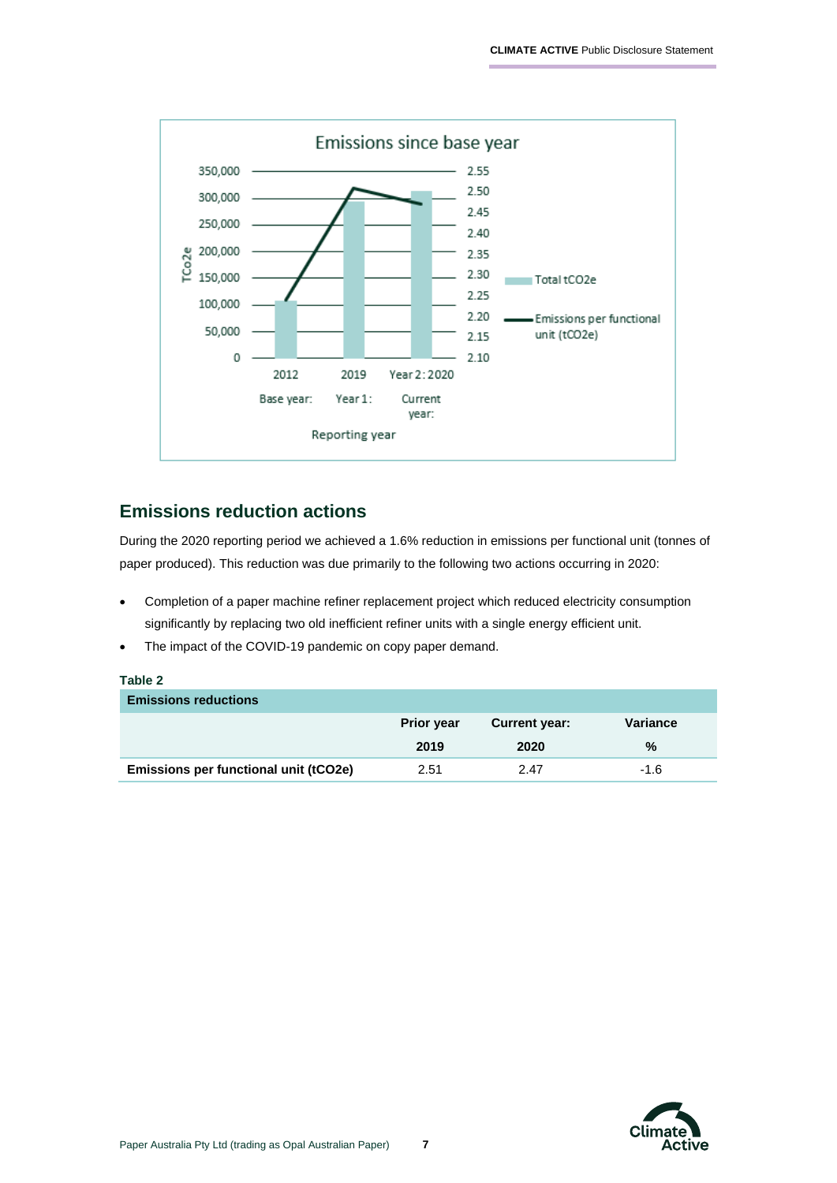Emissions since base year

| Reporting year | Total tCO2e | Emissions per functional unit (tCO2e) |
|---|---|---|
| Base year: 2012 | | |
| Year 1: 2019 | | |
| Current year: Year 2: 2020 | | |

## Emissions reduction actions

During the 2020 reporting period we achieved a 1.6% reduction in emissions per functional unit (tonnes of paper produced). This reduction was due primarily to the following two actions occurring in 2020:

- Completion of a paper machine refiner replacement project which reduced electricity consumption significantly by replacing two old inefficient refiner units with a single energy efficient unit.
- The impact of the COVID-19 pandemic on copy paper demand.

**Table 2**

| Emissions reductions | | | |
|---|---|---|---|
| | Prior year 2019 | Current year: 2020 | Variance % |
| Emissions per functional unit (tCO2e) | 2.51 | 2.47 | -1.6 |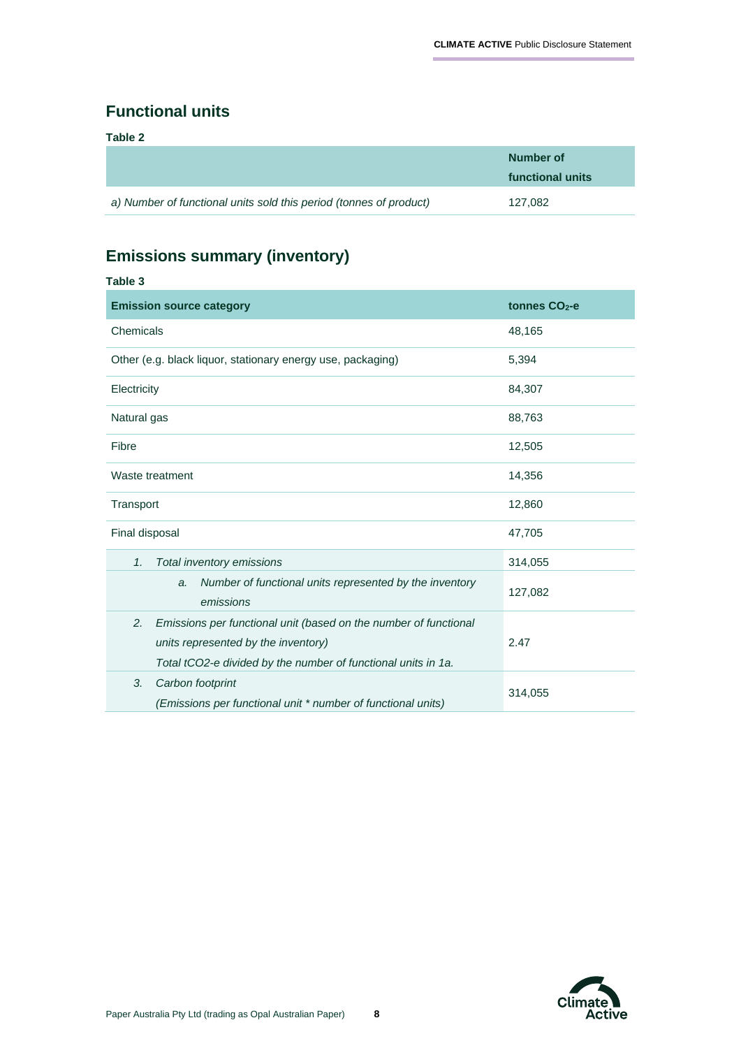## Functional units

**Table 2**

| | Number of functional units |
|---|---|
| *a) Number of functional units sold this period (tonnes of product)* | 127,082 |

## Emissions summary (inventory)

**Table 3**

| Emission source category | tonnes $CO_2$-e |
|---|---|
| Chemicals | 48,165 |
| Other (e.g. black liquor, stationary energy use, packaging) | 5,394 |
| Electricity | 84,307 |
| Natural gas | 88,763 |
| Fibre | 12,505 |
| Waste treatment | 14,356 |
| Transport | 12,860 |
| Final disposal | 47,705 |
| *1. Total inventory emissions* | 314,055 |
| *a. Number of functional units represented by the inventory emissions* | 127,082 |
| *2. Emissions per functional unit (based on the number of functional units represented by the inventory)* <br> *Total tCO2-e divided by the number of functional units in 1a.* | 2.47 |
| *3. Carbon footprint* <br> *(Emissions per functional unit * number of functional units)* | 314,055 |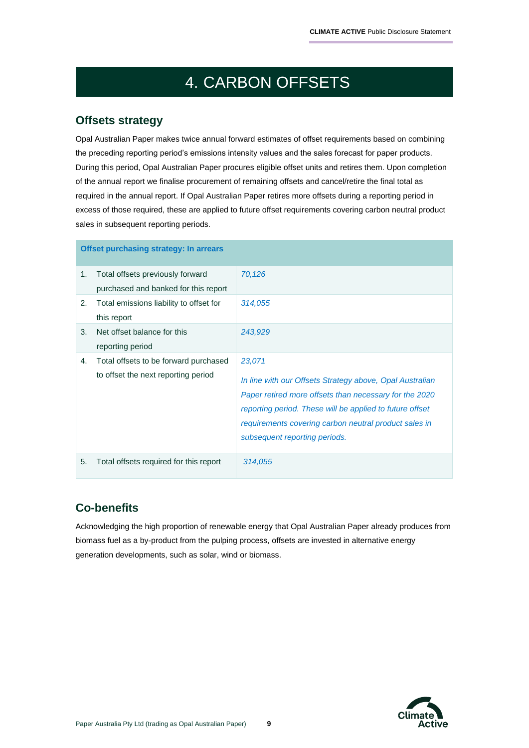# 4. CARBON OFFSETS

## Offsets strategy

Opal Australian Paper makes twice annual forward estimates of offset requirements based on combining the preceding reporting period's emissions intensity values and the sales forecast for paper products. During this period, Opal Australian Paper procures eligible offset units and retires them. Upon completion of the annual report we finalise procurement of remaining offsets and cancel/retire the final total as required in the annual report. If Opal Australian Paper retires more offsets during a reporting period in excess of those required, these are applied to future offset requirements covering carbon neutral product sales in subsequent reporting periods.

| **Offset purchasing strategy: In arrears** | |
|---|---|
| 1. Total offsets previously forward purchased and banked for this report | *70,126* |
| 2. Total emissions liability to offset for this report | *314,055* |
| 3. Net offset balance for this reporting period | *243,929* |
| 4. Total offsets to be forward purchased to offset the next reporting period | *23,071*<br><br>*In line with our Offsets Strategy above, Opal Australian Paper retired more offsets than necessary for the 2020 reporting period. These will be applied to future offset requirements covering carbon neutral product sales in subsequent reporting periods.* |
| 5. Total offsets required for this report | *314,055* |

## Co-benefits

Acknowledging the high proportion of renewable energy that Opal Australian Paper already produces from biomass fuel as a by-product from the pulping process, offsets are invested in alternative energy generation developments, such as solar, wind or biomass.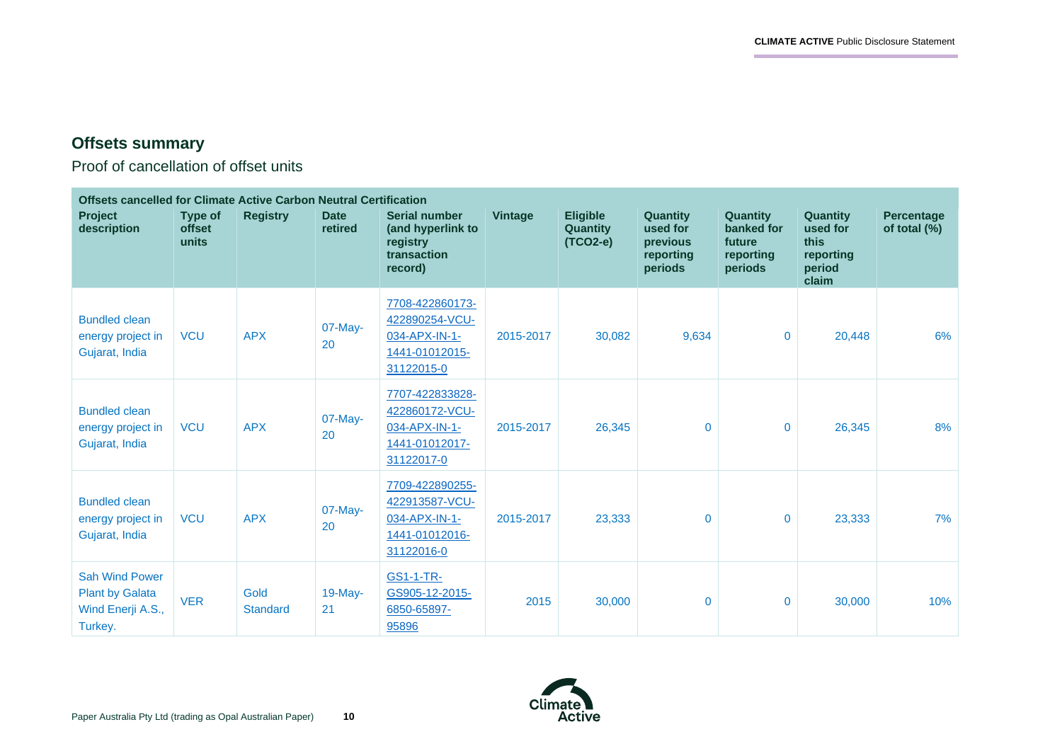## Offsets summary

Proof of cancellation of offset units

| Offsets cancelled for Climate Active Carbon Neutral Certification | | | | | | | | | | |
|---|---|---|---|---|---|---|---|---|---|---|
| **Project description** | **Type of offset units** | **Registry** | **Date retired** | **Serial number (and hyperlink to registry transaction record)** | **Vintage** | **Eligible Quantity (TCO2-e)** | **Quantity used for previous reporting periods** | **Quantity banked for future reporting periods** | **Quantity used for this reporting period claim** | **Percentage of total (%)** |
| Bundled clean energy project in Gujarat, India | VCU | APX | 07-May-20 | 7708-422860173-422890254-VCU-034-APX-IN-1-1441-01012015-31122015-0 | 2015-2017 | 30,082 | 9,634 | 0 | 20,448 | 6% |
| Bundled clean energy project in Gujarat, India | VCU | APX | 07-May-20 | 7707-422833828-422860172-VCU-034-APX-IN-1-1441-01012017-31122017-0 | 2015-2017 | 26,345 | 0 | 0 | 26,345 | 8% |
| Bundled clean energy project in Gujarat, India | VCU | APX | 07-May-20 | 7709-422890255-422913587-VCU-034-APX-IN-1-1441-01012016-31122016-0 | 2015-2017 | 23,333 | 0 | 0 | 23,333 | 7% |
| Sah Wind Power Plant by Galata Wind Enerji A.S., Turkey. | VER | Gold Standard | 19-May-21 | GS1-1-TR-GS905-12-2015-6850-65897-95896 | 2015 | 30,000 | 0 | 0 | 30,000 | 10% |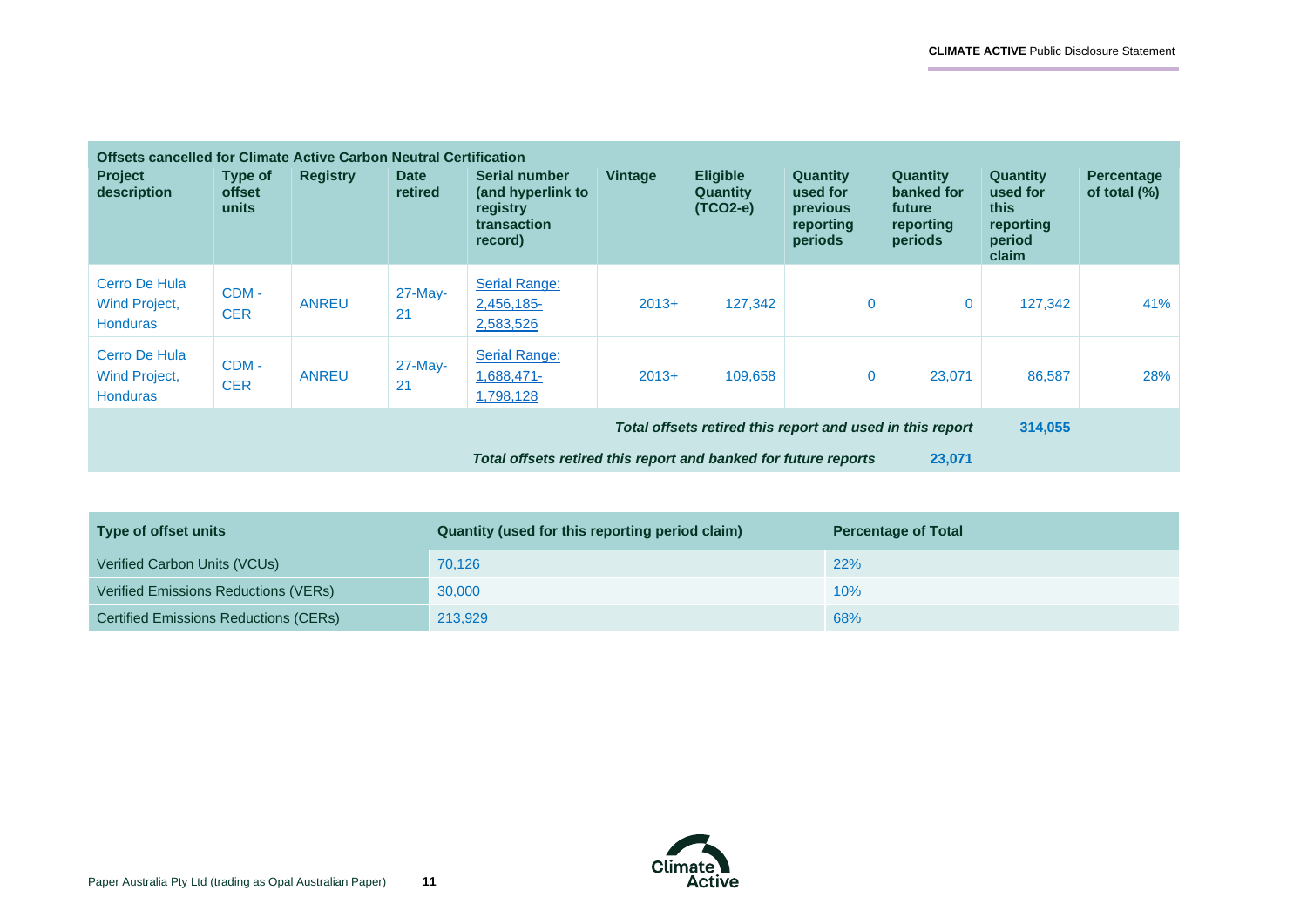| Offsets cancelled for Climate Active Carbon Neutral Certification | | | | | | | | | | |
|---|---|---|---|---|---|---|---|---|---|---|
| **Project description** | **Type of offset units** | **Registry** | **Date retired** | **Serial number (and hyperlink to registry transaction record)** | **Vintage** | **Eligible Quantity (TCO2-e)** | **Quantity used for previous reporting periods** | **Quantity banked for future reporting periods** | **Quantity used for this reporting period claim** | **Percentage of total (%)** |
| Cerro De Hula Wind Project, Honduras | CDM - CER | ANREU | 27-May-21 | Serial Range: 2,456,185-2,583,526 | 2013+ | 127,342 | 0 | 0 | 127,342 | 41% |
| Cerro De Hula Wind Project, Honduras | CDM - CER | ANREU | 27-May-21 | Serial Range: 1,688,471-1,798,128 | 2013+ | 109,658 | 0 | 23,071 | 86,587 | 28% |
| | | | | | | | | ***Total offsets retired this report and used in this report*** | **314,055** | |
| | | | | | | | ***Total offsets retired this report and banked for future reports*** | **23,071** | | |

| Type of offset units | Quantity (used for this reporting period claim) | Percentage of Total |
|---|---|---|
| Verified Carbon Units (VCUs) | 70,126 | 22% |
| Verified Emissions Reductions (VERs) | 30,000 | 10% |
| Certified Emissions Reductions (CERs) | 213,929 | 68% |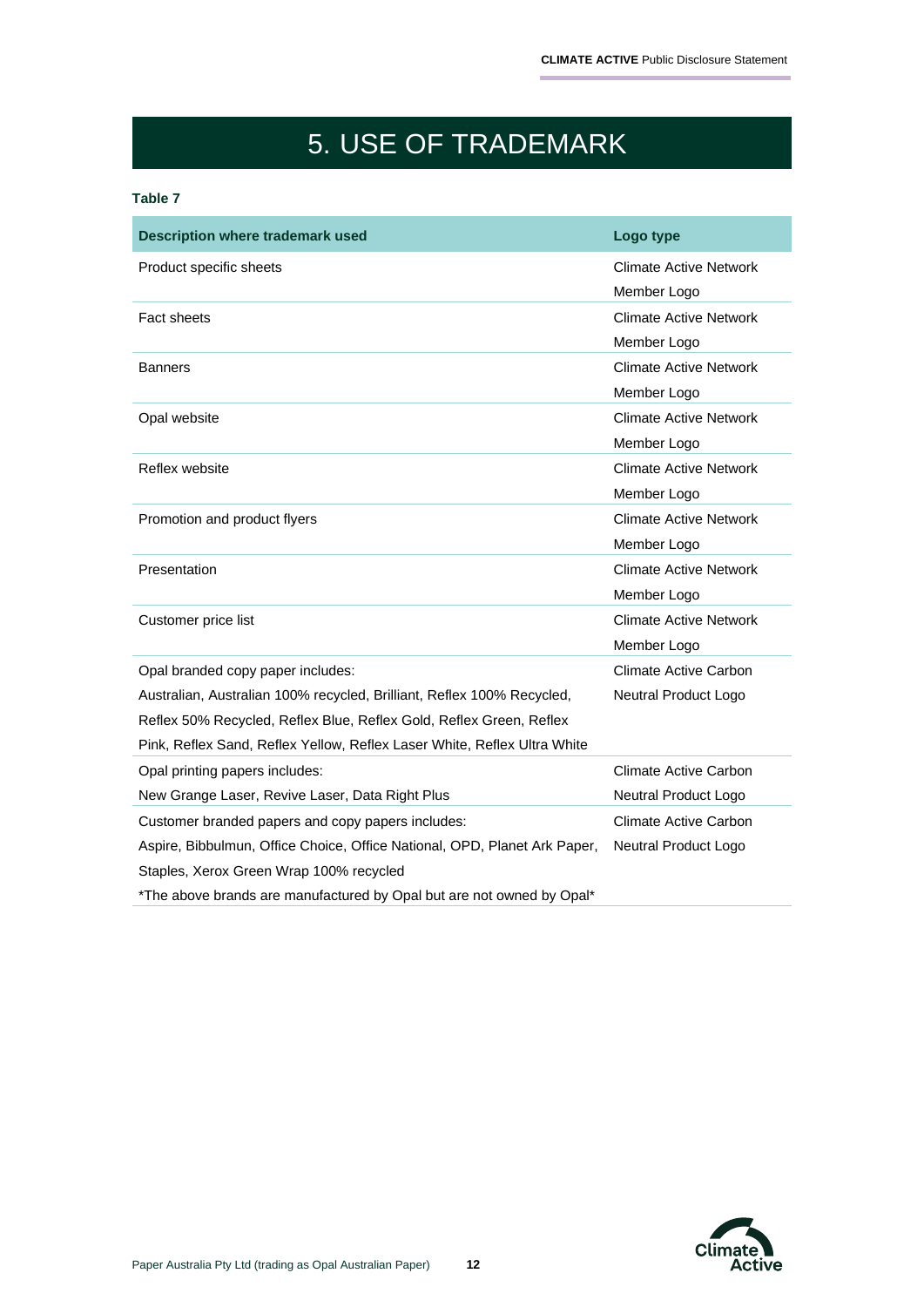# 5. USE OF TRADEMARK

**Table 7**

| Description where trademark used | Logo type |
|---|---|
| Product specific sheets | Climate Active Network Member Logo |
| Fact sheets | Climate Active Network Member Logo |
| Banners | Climate Active Network Member Logo |
| Opal website | Climate Active Network Member Logo |
| Reflex website | Climate Active Network Member Logo |
| Promotion and product flyers | Climate Active Network Member Logo |
| Presentation | Climate Active Network Member Logo |
| Customer price list | Climate Active Network Member Logo |
| Opal branded copy paper includes: Australian, Australian 100% recycled, Brilliant, Reflex 100% Recycled, Reflex 50% Recycled, Reflex Blue, Reflex Gold, Reflex Green, Reflex Pink, Reflex Sand, Reflex Yellow, Reflex Laser White, Reflex Ultra White | Climate Active Carbon Neutral Product Logo |
| Opal printing papers includes: New Grange Laser, Revive Laser, Data Right Plus | Climate Active Carbon Neutral Product Logo |
| Customer branded papers and copy papers includes: Aspire, Bibbulmun, Office Choice, Office National, OPD, Planet Ark Paper, Staples, Xerox Green Wrap 100% recycled *The above brands are manufactured by Opal but are not owned by Opal* | Climate Active Carbon Neutral Product Logo |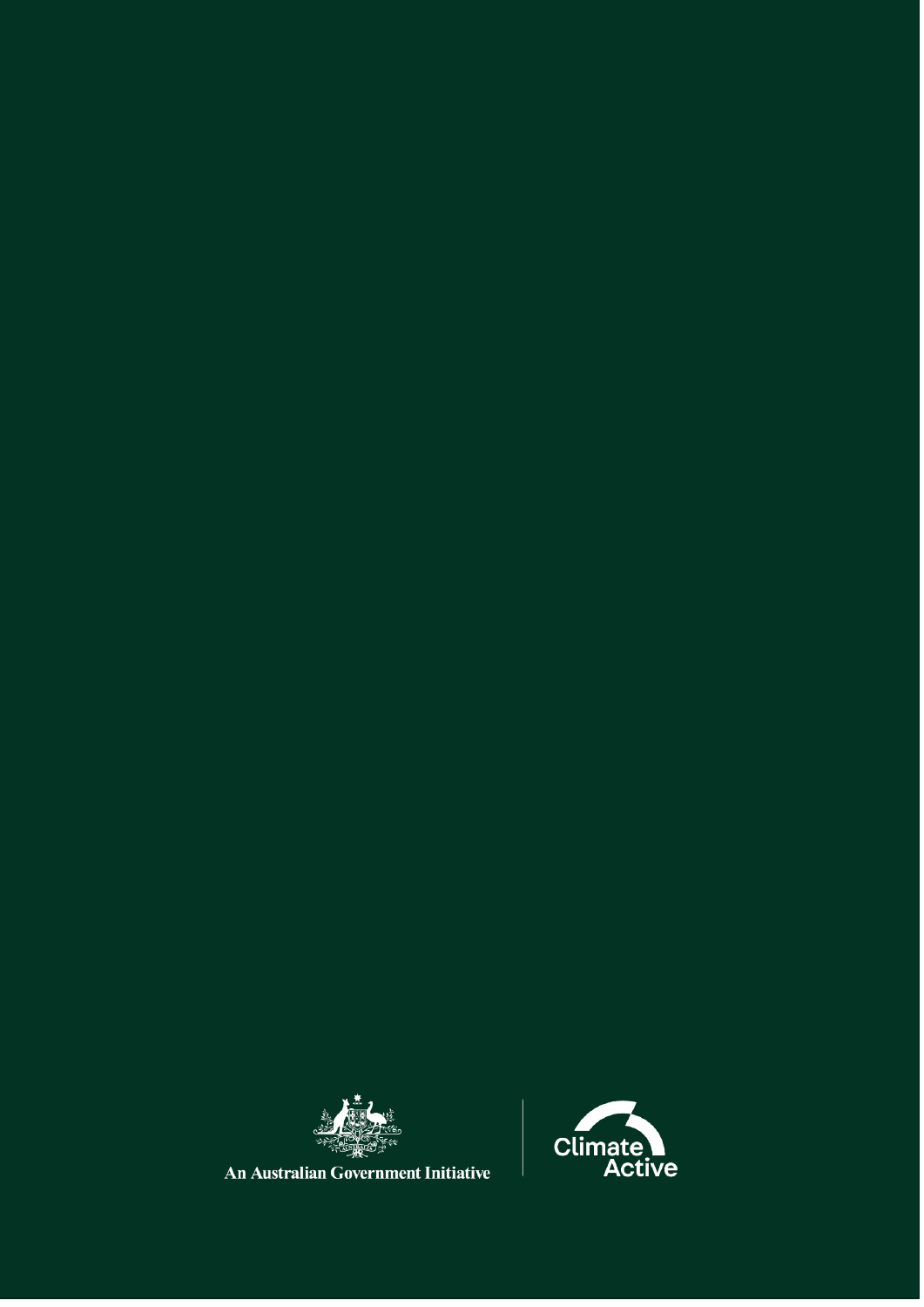An Australian Government Initiative

Climate Active